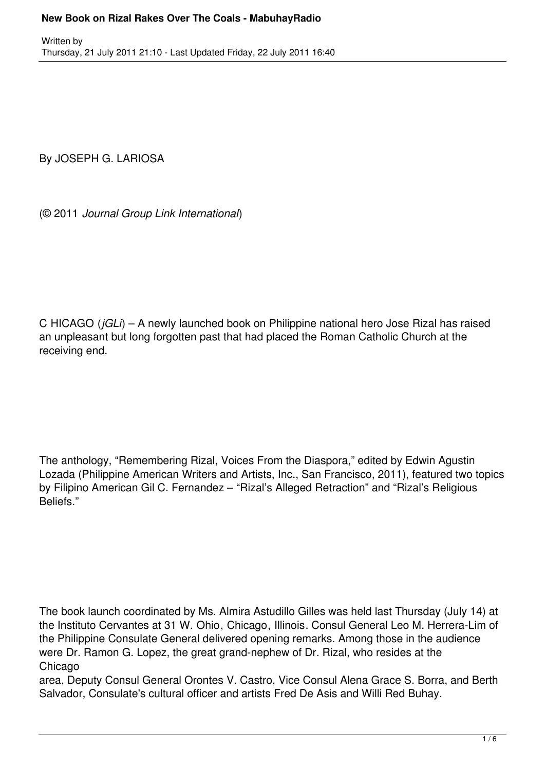By JOSEPH G. LARIOSA

(© 2011 *Journal Group Link International*)

C HICAGO (*jGLi*) – A newly launched book on Philippine national hero Jose Rizal has raised an unpleasant but long forgotten past that had placed the Roman Catholic Church at the receiving end.

The anthology, "Remembering Rizal, Voices From the Diaspora," edited by Edwin Agustin Lozada (Philippine American Writers and Artists, Inc., San Francisco, 2011), featured two topics by Filipino American Gil C. Fernandez – "Rizal's Alleged Retraction" and "Rizal's Religious Beliefs."

The book launch coordinated by Ms. Almira Astudillo Gilles was held last Thursday (July 14) at the Instituto Cervantes at 31 W. Ohio, Chicago, Illinois. Consul General Leo M. Herrera-Lim of the Philippine Consulate General delivered opening remarks. Among those in the audience were Dr. Ramon G. Lopez, the great grand-nephew of Dr. Rizal, who resides at the Chicago area, Deputy Consul General Orontes V. Castro, Vice Consul Alena Grace S. Borra, and Berth Salvador, Consulate's cultural officer and artists Fred De Asis and Willi Red Buhay.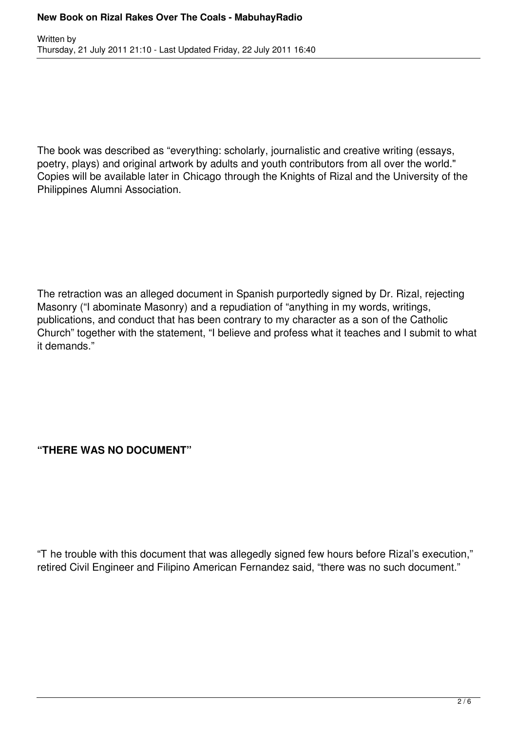The book was described as “everything: scholarly, journalistic and creative writing (essays, poetry, plays) and original artwork by adults and youth contributors from all over the world." Copies will be available later in Chicago through the Knights of Rizal and the University of the Philippines Alumni Association.

The retraction was an alleged document in Spanish purportedly signed by Dr. Rizal, rejecting Masonry (“I abominate Masonry) and a repudiation of “anything in my words, writings, publications, and conduct that has been contrary to my character as a son of the Catholic Church” together with the statement, “I believe and profess what it teaches and I submit to what it demands.”

**“THERE WAS NO DOCUMENT”**

“T he trouble with this document that was allegedly signed few hours before Rizal’s execution,” retired Civil Engineer and Filipino American Fernandez said, “there was no such document.”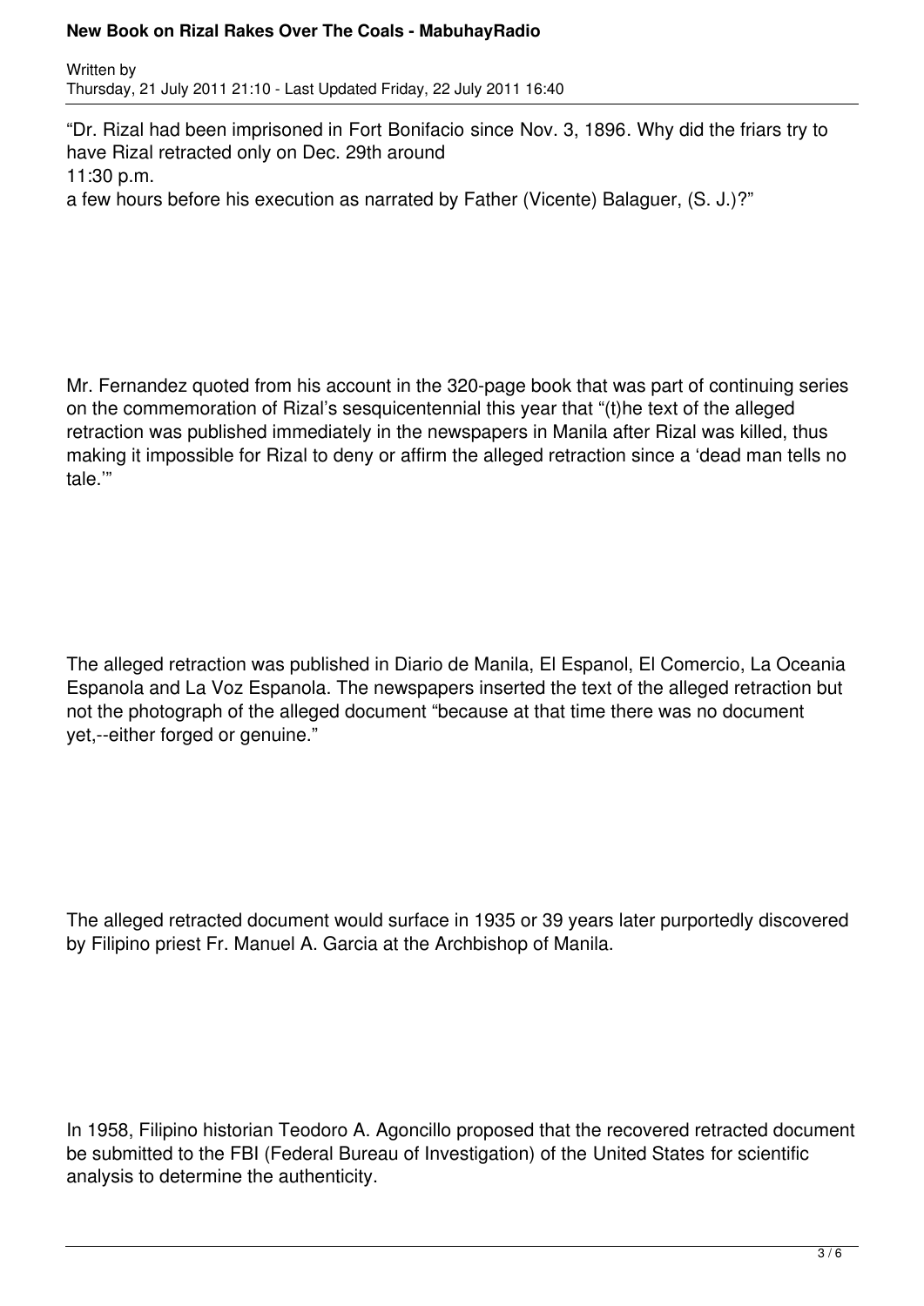"Dr. Rizal had been imprisoned in Fort Bonifacio since Nov. 3, 1896. Why did the friars try to have Rizal retracted only on Dec. 29th around 11:30 p.m. a few hours before his execution as narrated by Father (Vicente) Balaguer, (S. J.)?"

Mr. Fernandez quoted from his account in the 320-page book that was part of continuing series on the commemoration of Rizal's sesquicentennial this year that "(t)he text of the alleged retraction was published immediately in the newspapers in Manila after Rizal was killed, thus making it impossible for Rizal to deny or affirm the alleged retraction since a 'dead man tells no tale.'"

The alleged retraction was published in Diario de Manila, El Espanol, El Comercio, La Oceania Espanola and La Voz Espanola. The newspapers inserted the text of the alleged retraction but not the photograph of the alleged document "because at that time there was no document yet,--either forged or genuine."

The alleged retracted document would surface in 1935 or 39 years later purportedly discovered by Filipino priest Fr. Manuel A. Garcia at the Archbishop of Manila.

In 1958, Filipino historian Teodoro A. Agoncillo proposed that the recovered retracted document be submitted to the FBI (Federal Bureau of Investigation) of the United States for scientific analysis to determine the authenticity.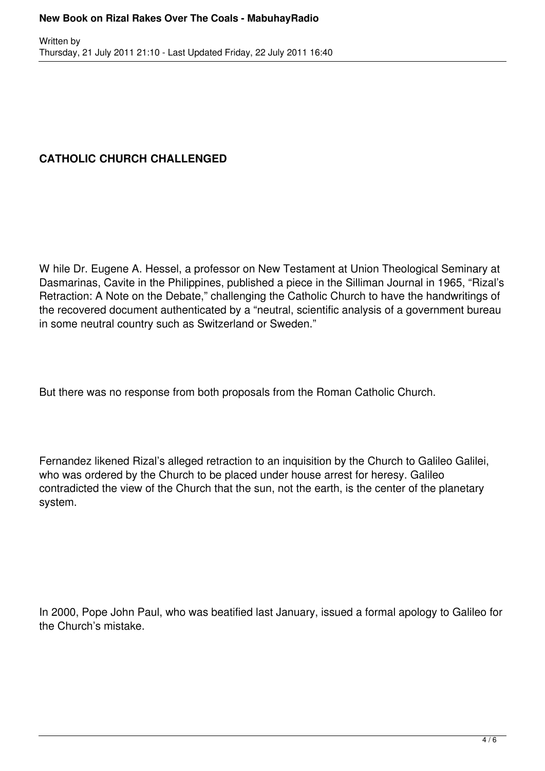**CATHOLIC CHURCH CHALLENGED**

W hile Dr. Eugene A. Hessel, a professor on New Testament at Union Theological Seminary at Dasmarinas, Cavite in the Philippines, published a piece in the Silliman Journal in 1965, "Rizal's Retraction: A Note on the Debate," challenging the Catholic Church to have the handwritings of the recovered document authenticated by a "neutral, scientific analysis of a government bureau in some neutral country such as Switzerland or Sweden."

But there was no response from both proposals from the Roman Catholic Church.

Fernandez likened Rizal's alleged retraction to an inquisition by the Church to Galileo Galilei, who was ordered by the Church to be placed under house arrest for heresy. Galileo contradicted the view of the Church that the sun, not the earth, is the center of the planetary system.

In 2000, Pope John Paul, who was beatified last January, issued a formal apology to Galileo for the Church's mistake.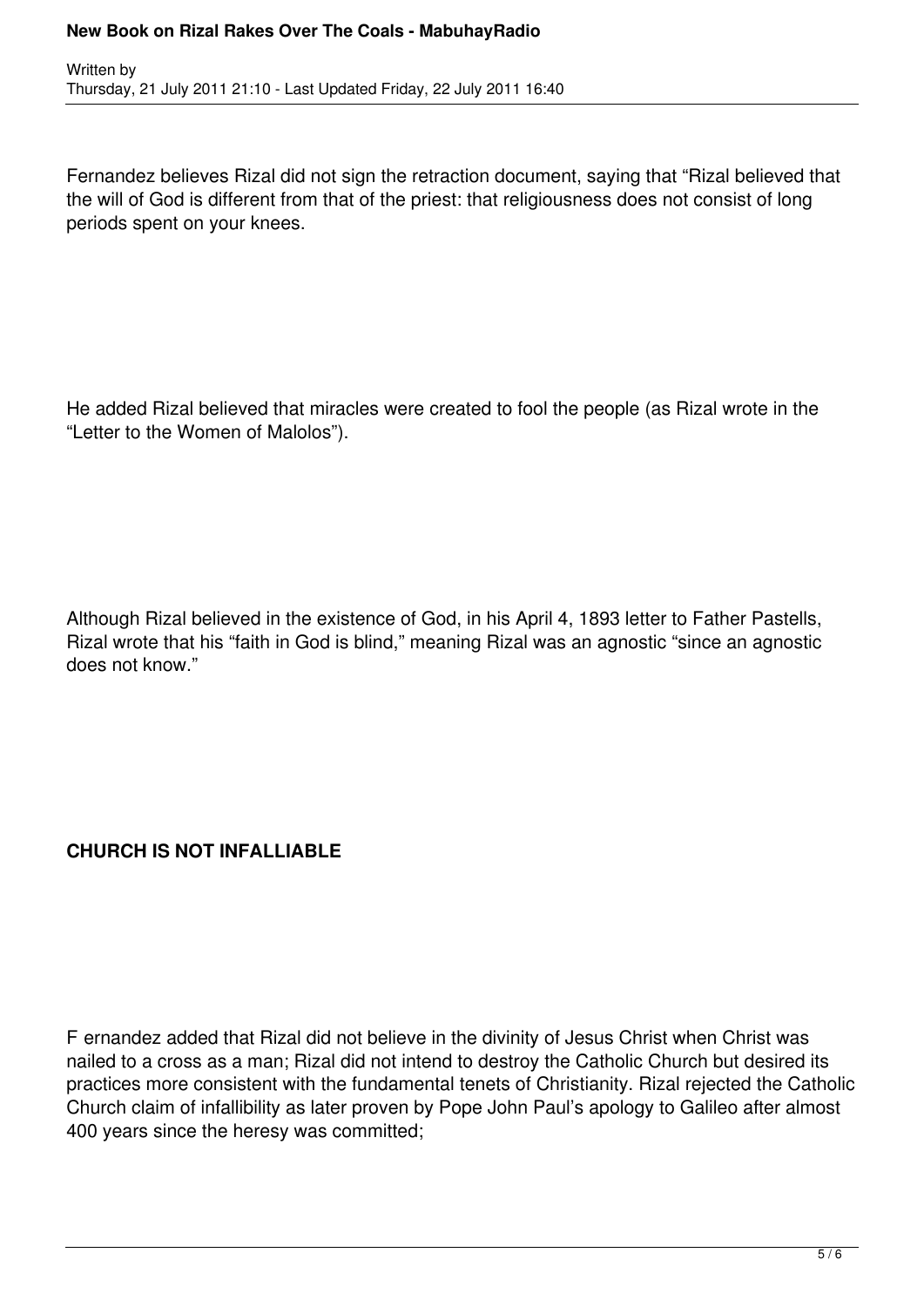Fernandez believes Rizal did not sign the retraction document, saying that "Rizal believed that the will of God is different from that of the priest: that religiousness does not consist of long periods spent on your knees.

He added Rizal believed that miracles were created to fool the people (as Rizal wrote in the "Letter to the Women of Malolos").

Although Rizal believed in the existence of God, in his April 4, 1893 letter to Father Pastells, Rizal wrote that his "faith in God is blind," meaning Rizal was an agnostic "since an agnostic does not know."

**CHURCH IS NOT INFALLIABLE**

F ernandez added that Rizal did not believe in the divinity of Jesus Christ when Christ was nailed to a cross as a man; Rizal did not intend to destroy the Catholic Church but desired its practices more consistent with the fundamental tenets of Christianity. Rizal rejected the Catholic Church claim of infallibility as later proven by Pope John Paul's apology to Galileo after almost 400 years since the heresy was committed;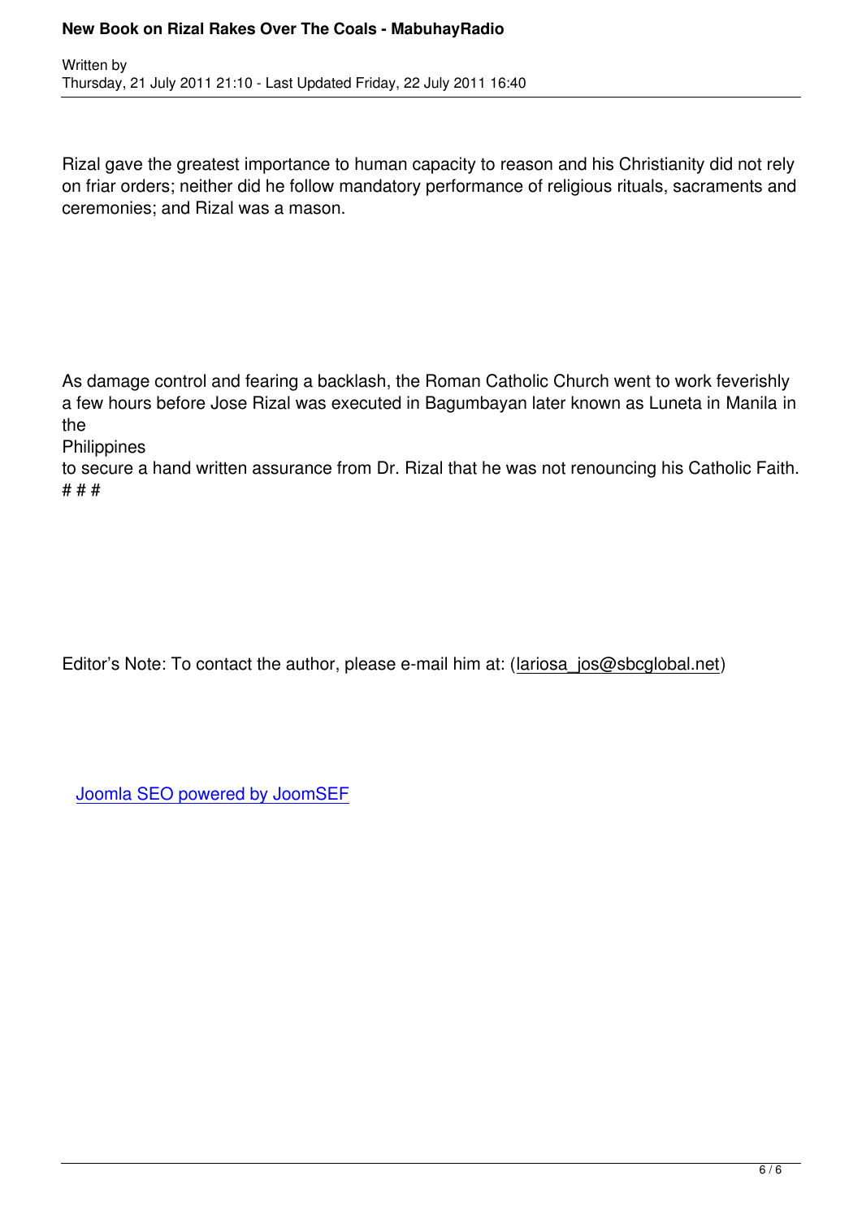Rizal gave the greatest importance to human capacity to reason and his Christianity did not rely on friar orders; neither did he follow mandatory performance of religious rituals, sacraments and ceremonies; and Rizal was a mason.

As damage control and fearing a backlash, the Roman Catholic Church went to work feverishly a few hours before Jose Rizal was executed in Bagumbayan later known as Luneta in Manila in the Philippines to secure a hand written assurance from Dr. Rizal that he was not renouncing his Catholic Faith.

# # #

Editor's Note: To contact the author, please e-mail him at: (lariosa_jos@sbcglobal.net)

Joomla SEO powered by JoomSEF